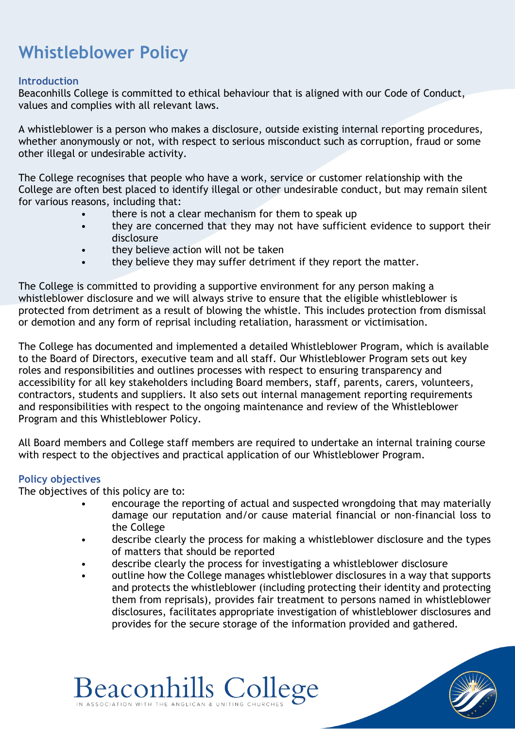# Whistleblower Policy

## Introduction

Beaconhills College is committed to ethical behaviour that is aligned with our Code of Conduct, values and complies with all relevant laws.

A whistleblower is a person who makes a disclosure, outside existing internal reporting procedures, whether anonymously or not, with respect to serious misconduct such as corruption, fraud or some other illegal or undesirable activity.

The College recognises that people who have a work, service or customer relationship with the College are often best placed to identify illegal or other undesirable conduct, but may remain silent for various reasons, including that:

- there is not a clear mechanism for them to speak up
- they are concerned that they may not have sufficient evidence to support their disclosure
- they believe action will not be taken
- they believe they may suffer detriment if they report the matter.

The College is committed to providing a supportive environment for any person making a whistleblower disclosure and we will always strive to ensure that the eligible whistleblower is protected from detriment as a result of blowing the whistle. This includes protection from dismissal or demotion and any form of reprisal including retaliation, harassment or victimisation.

The College has documented and implemented a detailed Whistleblower Program, which is available to the Board of Directors, executive team and all staff. Our Whistleblower Program sets out key roles and responsibilities and outlines processes with respect to ensuring transparency and accessibility for all key stakeholders including Board members, staff, parents, carers, volunteers, contractors, students and suppliers. It also sets out internal management reporting requirements and responsibilities with respect to the ongoing maintenance and review of the Whistleblower Program and this Whistleblower Policy.

All Board members and College staff members are required to undertake an internal training course with respect to the objectives and practical application of our Whistleblower Program.

## Policy objectives

The objectives of this policy are to:

- encourage the reporting of actual and suspected wrongdoing that may materially damage our reputation and/or cause material financial or non-financial loss to the College
- describe clearly the process for making a whistleblower disclosure and the types of matters that should be reported
- describe clearly the process for investigating a whistleblower disclosure
- outline how the College manages whistleblower disclosures in a way that supports and protects the whistleblower (including protecting their identity and protecting them from reprisals), provides fair treatment to persons named in whistleblower disclosures, facilitates appropriate investigation of whistleblower disclosures and provides for the secure storage of the information provided and gathered.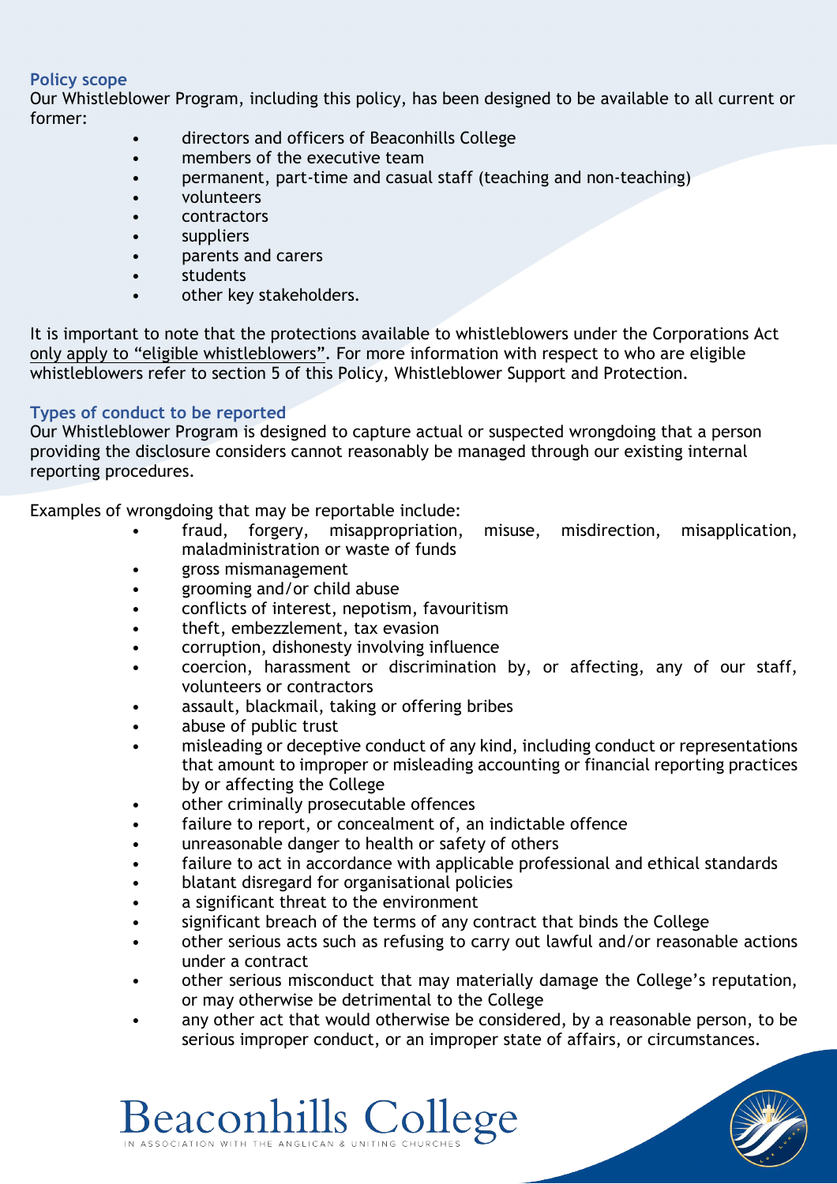### Policy scope

Our Whistleblower Program, including this policy, has been designed to be available to all current or former:

- directors and officers of Beaconhills College
- members of the executive team
- permanent, part-time and casual staff (teaching and non-teaching)
- volunteers
- contractors
- suppliers
- parents and carers
- students
- other key stakeholders.

It is important to note that the protections available to whistleblowers under the Corporations Act only apply to "eligible whistleblowers". For more information with respect to who are eligible whistleblowers refer to section 5 of this Policy, Whistleblower Support and Protection.

### Types of conduct to be reported

Our Whistleblower Program is designed to capture actual or suspected wrongdoing that a person providing the disclosure considers cannot reasonably be managed through our existing internal reporting procedures.

Examples of wrongdoing that may be reportable include:

- fraud, forgery, misappropriation, misuse, misdirection, misapplication, maladministration or waste of funds
- gross mismanagement
- grooming and/or child abuse
- conflicts of interest, nepotism, favouritism
- theft, embezzlement, tax evasion
- corruption, dishonesty involving influence
- coercion, harassment or discrimination by, or affecting, any of our staff, volunteers or contractors
- assault, blackmail, taking or offering bribes
- abuse of public trust
- misleading or deceptive conduct of any kind, including conduct or representations that amount to improper or misleading accounting or financial reporting practices by or affecting the College
- other criminally prosecutable offences
- failure to report, or concealment of, an indictable offence
- unreasonable danger to health or safety of others
- failure to act in accordance with applicable professional and ethical standards
- blatant disregard for organisational policies
- a significant threat to the environment
- significant breach of the terms of any contract that binds the College
- other serious acts such as refusing to carry out lawful and/or reasonable actions under a contract
- other serious misconduct that may materially damage the College's reputation, or may otherwise be detrimental to the College
- any other act that would otherwise be considered, by a reasonable person, to be serious improper conduct, or an improper state of affairs, or circumstances.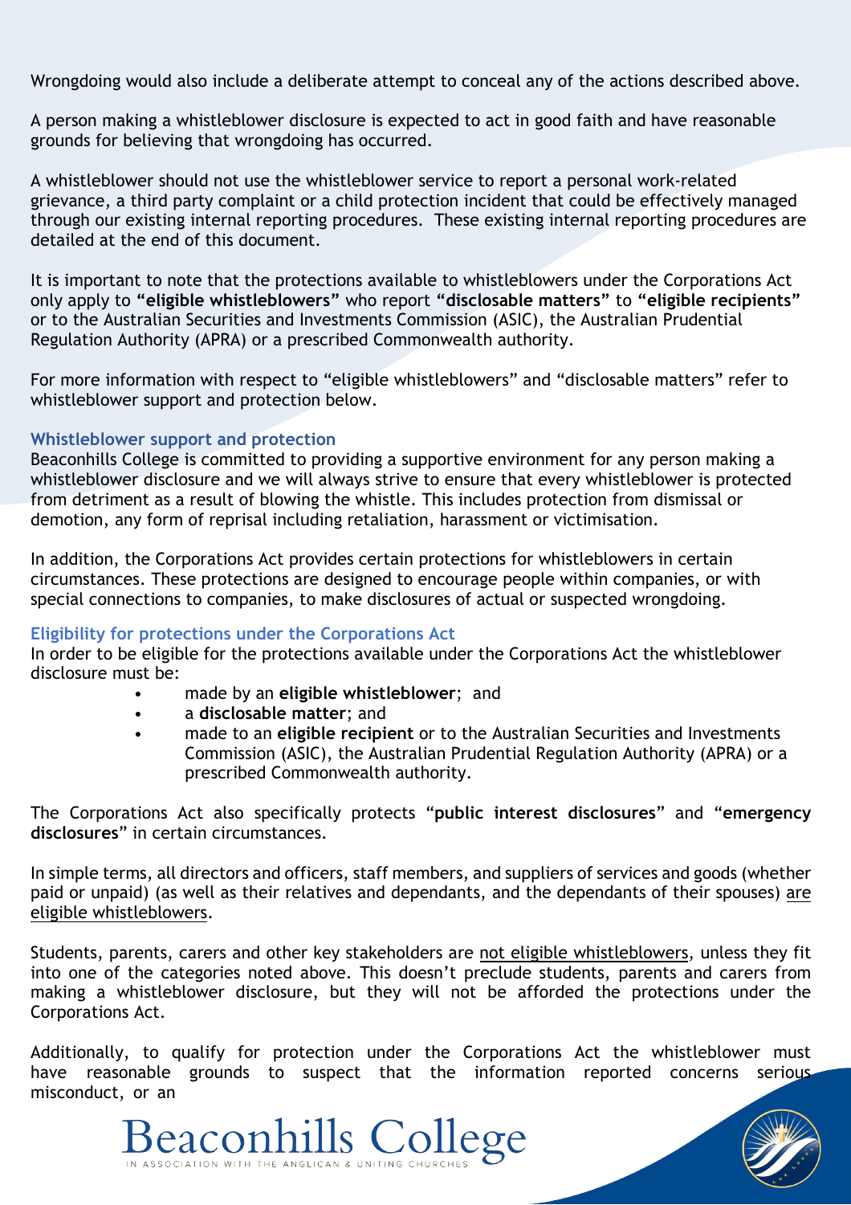Wrongdoing would also include a deliberate attempt to conceal any of the actions described above.

A person making a whistleblower disclosure is expected to act in good faith and have reasonable grounds for believing that wrongdoing has occurred.

A whistleblower should not use the whistleblower service to report a personal work-related grievance, a third party complaint or a child protection incident that could be effectively managed through our existing internal reporting procedures. These existing internal reporting procedures are detailed at the end of this document.

It is important to note that the protections available to whistleblowers under the Corporations Act only apply to **"eligible whistleblowers"** who report **"disclosable matters"** to **"eligible recipients"** or to the Australian Securities and Investments Commission (ASIC), the Australian Prudential Regulation Authority (APRA) or a prescribed Commonwealth authority.

For more information with respect to "eligible whistleblowers" and "disclosable matters" refer to whistleblower support and protection below.

### Whistleblower support and protection

Beaconhills College is committed to providing a supportive environment for any person making a whistleblower disclosure and we will always strive to ensure that every whistleblower is protected from detriment as a result of blowing the whistle. This includes protection from dismissal or demotion, any form of reprisal including retaliation, harassment or victimisation.

In addition, the Corporations Act provides certain protections for whistleblowers in certain circumstances. These protections are designed to encourage people within companies, or with special connections to companies, to make disclosures of actual or suspected wrongdoing.

### Eligibility for protections under the Corporations Act

In order to be eligible for the protections available under the Corporations Act the whistleblower disclosure must be:

- made by an **eligible whistleblower**; and
- a **disclosable matter**; and
- made to an **eligible recipient** or to the Australian Securities and Investments Commission (ASIC), the Australian Prudential Regulation Authority (APRA) or a prescribed Commonwealth authority.

The Corporations Act also specifically protects "**public interest disclosures**" and "**emergency disclosures**" in certain circumstances.

In simple terms, all directors and officers, staff members, and suppliers of services and goods (whether paid or unpaid) (as well as their relatives and dependants, and the dependants of their spouses) are eligible whistleblowers.

Students, parents, carers and other key stakeholders are not eligible whistleblowers, unless they fit into one of the categories noted above. This doesn't preclude students, parents and carers from making a whistleblower disclosure, but they will not be afforded the protections under the Corporations Act.

Additionally, to qualify for protection under the Corporations Act the whistleblower must have reasonable grounds to suspect that the information reported concerns serious misconduct, or an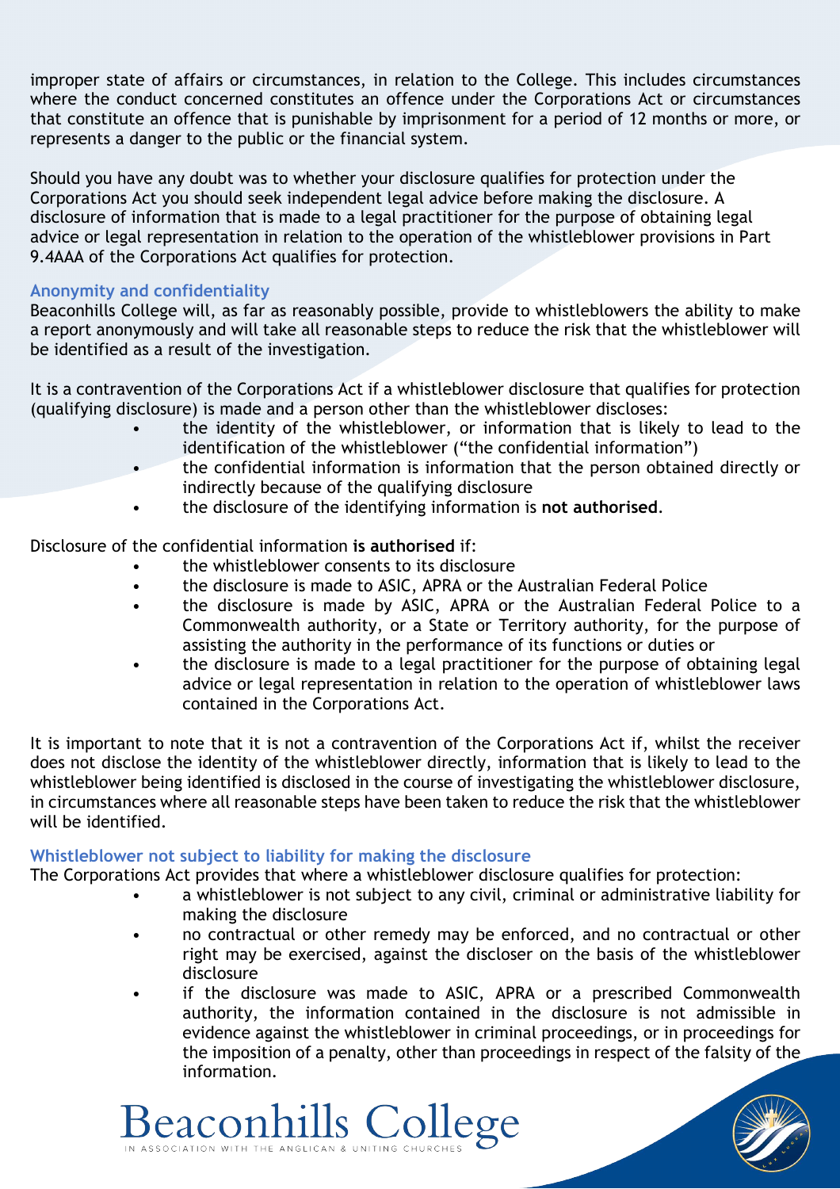improper state of affairs or circumstances, in relation to the College. This includes circumstances where the conduct concerned constitutes an offence under the Corporations Act or circumstances that constitute an offence that is punishable by imprisonment for a period of 12 months or more, or represents a danger to the public or the financial system.

Should you have any doubt was to whether your disclosure qualifies for protection under the Corporations Act you should seek independent legal advice before making the disclosure. A disclosure of information that is made to a legal practitioner for the purpose of obtaining legal advice or legal representation in relation to the operation of the whistleblower provisions in Part 9.4AAA of the Corporations Act qualifies for protection.

### Anonymity and confidentiality

Beaconhills College will, as far as reasonably possible, provide to whistleblowers the ability to make a report anonymously and will take all reasonable steps to reduce the risk that the whistleblower will be identified as a result of the investigation.

It is a contravention of the Corporations Act if a whistleblower disclosure that qualifies for protection (qualifying disclosure) is made and a person other than the whistleblower discloses:

- the identity of the whistleblower, or information that is likely to lead to the identification of the whistleblower ("the confidential information")
- the confidential information is information that the person obtained directly or indirectly because of the qualifying disclosure
- the disclosure of the identifying information is **not authorised**.

Disclosure of the confidential information **is authorised** if:

- the whistleblower consents to its disclosure
- the disclosure is made to ASIC, APRA or the Australian Federal Police
- the disclosure is made by ASIC, APRA or the Australian Federal Police to a Commonwealth authority, or a State or Territory authority, for the purpose of assisting the authority in the performance of its functions or duties or
- the disclosure is made to a legal practitioner for the purpose of obtaining legal advice or legal representation in relation to the operation of whistleblower laws contained in the Corporations Act.

It is important to note that it is not a contravention of the Corporations Act if, whilst the receiver does not disclose the identity of the whistleblower directly, information that is likely to lead to the whistleblower being identified is disclosed in the course of investigating the whistleblower disclosure, in circumstances where all reasonable steps have been taken to reduce the risk that the whistleblower will be identified.

### Whistleblower not subject to liability for making the disclosure

The Corporations Act provides that where a whistleblower disclosure qualifies for protection:

- a whistleblower is not subject to any civil, criminal or administrative liability for making the disclosure
- no contractual or other remedy may be enforced, and no contractual or other right may be exercised, against the discloser on the basis of the whistleblower disclosure
- if the disclosure was made to ASIC, APRA or a prescribed Commonwealth authority, the information contained in the disclosure is not admissible in evidence against the whistleblower in criminal proceedings, or in proceedings for the imposition of a penalty, other than proceedings in respect of the falsity of the information.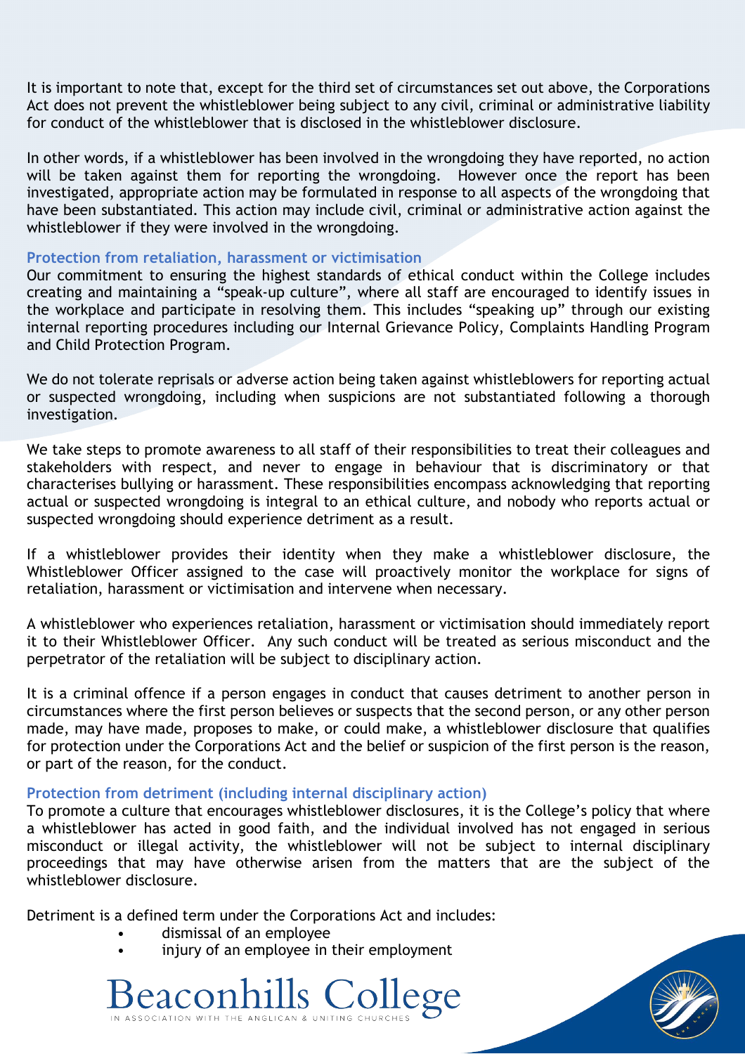It is important to note that, except for the third set of circumstances set out above, the Corporations Act does not prevent the whistleblower being subject to any civil, criminal or administrative liability for conduct of the whistleblower that is disclosed in the whistleblower disclosure.

In other words, if a whistleblower has been involved in the wrongdoing they have reported, no action will be taken against them for reporting the wrongdoing. However once the report has been investigated, appropriate action may be formulated in response to all aspects of the wrongdoing that have been substantiated. This action may include civil, criminal or administrative action against the whistleblower if they were involved in the wrongdoing.

### Protection from retaliation, harassment or victimisation

Our commitment to ensuring the highest standards of ethical conduct within the College includes creating and maintaining a "speak-up culture", where all staff are encouraged to identify issues in the workplace and participate in resolving them. This includes "speaking up" through our existing internal reporting procedures including our Internal Grievance Policy, Complaints Handling Program and Child Protection Program.

We do not tolerate reprisals or adverse action being taken against whistleblowers for reporting actual or suspected wrongdoing, including when suspicions are not substantiated following a thorough investigation.

We take steps to promote awareness to all staff of their responsibilities to treat their colleagues and stakeholders with respect, and never to engage in behaviour that is discriminatory or that characterises bullying or harassment. These responsibilities encompass acknowledging that reporting actual or suspected wrongdoing is integral to an ethical culture, and nobody who reports actual or suspected wrongdoing should experience detriment as a result.

If a whistleblower provides their identity when they make a whistleblower disclosure, the Whistleblower Officer assigned to the case will proactively monitor the workplace for signs of retaliation, harassment or victimisation and intervene when necessary.

A whistleblower who experiences retaliation, harassment or victimisation should immediately report it to their Whistleblower Officer. Any such conduct will be treated as serious misconduct and the perpetrator of the retaliation will be subject to disciplinary action.

It is a criminal offence if a person engages in conduct that causes detriment to another person in circumstances where the first person believes or suspects that the second person, or any other person made, may have made, proposes to make, or could make, a whistleblower disclosure that qualifies for protection under the Corporations Act and the belief or suspicion of the first person is the reason, or part of the reason, for the conduct.

### Protection from detriment (including internal disciplinary action)

To promote a culture that encourages whistleblower disclosures, it is the College's policy that where a whistleblower has acted in good faith, and the individual involved has not engaged in serious misconduct or illegal activity, the whistleblower will not be subject to internal disciplinary proceedings that may have otherwise arisen from the matters that are the subject of the whistleblower disclosure.

Detriment is a defined term under the Corporations Act and includes:

- dismissal of an employee
- injury of an employee in their employment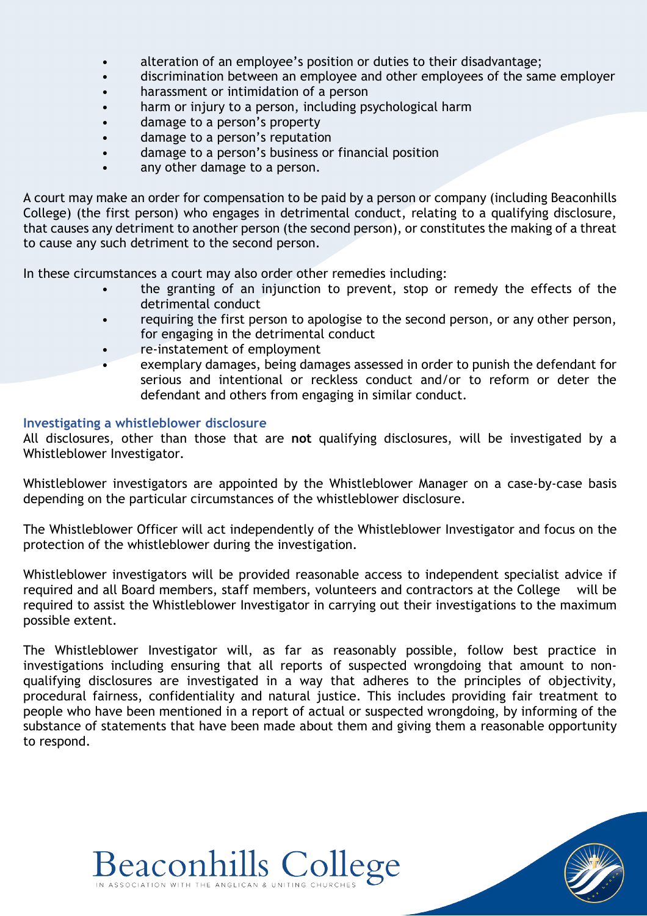- alteration of an employee's position or duties to their disadvantage;
- discrimination between an employee and other employees of the same employer
- harassment or intimidation of a person
- harm or injury to a person, including psychological harm
- damage to a person's property
- damage to a person's reputation
- damage to a person's business or financial position
- any other damage to a person.

A court may make an order for compensation to be paid by a person or company (including Beaconhills College) (the first person) who engages in detrimental conduct, relating to a qualifying disclosure, that causes any detriment to another person (the second person), or constitutes the making of a threat to cause any such detriment to the second person.

In these circumstances a court may also order other remedies including:

- the granting of an injunction to prevent, stop or remedy the effects of the detrimental conduct
- requiring the first person to apologise to the second person, or any other person, for engaging in the detrimental conduct
- re-instatement of employment
- exemplary damages, being damages assessed in order to punish the defendant for serious and intentional or reckless conduct and/or to reform or deter the defendant and others from engaging in similar conduct.

### Investigating a whistleblower disclosure

All disclosures, other than those that are **not** qualifying disclosures, will be investigated by a Whistleblower Investigator.

Whistleblower investigators are appointed by the Whistleblower Manager on a case-by-case basis depending on the particular circumstances of the whistleblower disclosure.

The Whistleblower Officer will act independently of the Whistleblower Investigator and focus on the protection of the whistleblower during the investigation.

Whistleblower investigators will be provided reasonable access to independent specialist advice if required and all Board members, staff members, volunteers and contractors at the College will be required to assist the Whistleblower Investigator in carrying out their investigations to the maximum possible extent.

The Whistleblower Investigator will, as far as reasonably possible, follow best practice in investigations including ensuring that all reports of suspected wrongdoing that amount to non-qualifying disclosures are investigated in a way that adheres to the principles of objectivity, procedural fairness, confidentiality and natural justice. This includes providing fair treatment to people who have been mentioned in a report of actual or suspected wrongdoing, by informing of the substance of statements that have been made about them and giving them a reasonable opportunity to respond.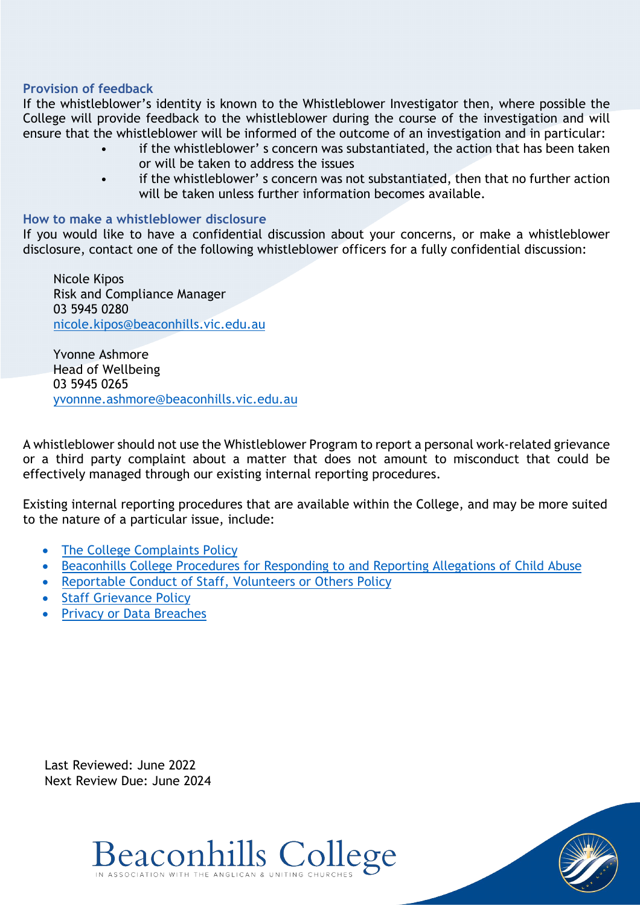### Provision of feedback

If the whistleblower's identity is known to the Whistleblower Investigator then, where possible the College will provide feedback to the whistleblower during the course of the investigation and will ensure that the whistleblower will be informed of the outcome of an investigation and in particular:

- if the whistleblower' s concern was substantiated, the action that has been taken or will be taken to address the issues
- if the whistleblower' s concern was not substantiated, then that no further action will be taken unless further information becomes available.

### How to make a whistleblower disclosure

If you would like to have a confidential discussion about your concerns, or make a whistleblower disclosure, contact one of the following whistleblower officers for a fully confidential discussion:

Nicole Kipos
Risk and Compliance Manager
03 5945 0280
nicole.kipos@beaconhills.vic.edu.au

Yvonne Ashmore
Head of Wellbeing
03 5945 0265
yvonne.ashmore@beaconhills.vic.edu.au

A whistleblower should not use the Whistleblower Program to report a personal work-related grievance or a third party complaint about a matter that does not amount to misconduct that could be effectively managed through our existing internal reporting procedures.

Existing internal reporting procedures that are available within the College, and may be more suited to the nature of a particular issue, include:

- The College Complaints Policy
- Beaconhills College Procedures for Responding to and Reporting Allegations of Child Abuse
- Reportable Conduct of Staff, Volunteers or Others Policy
- Staff Grievance Policy
- Privacy or Data Breaches

Last Reviewed: June 2022
Next Review Due: June 2024